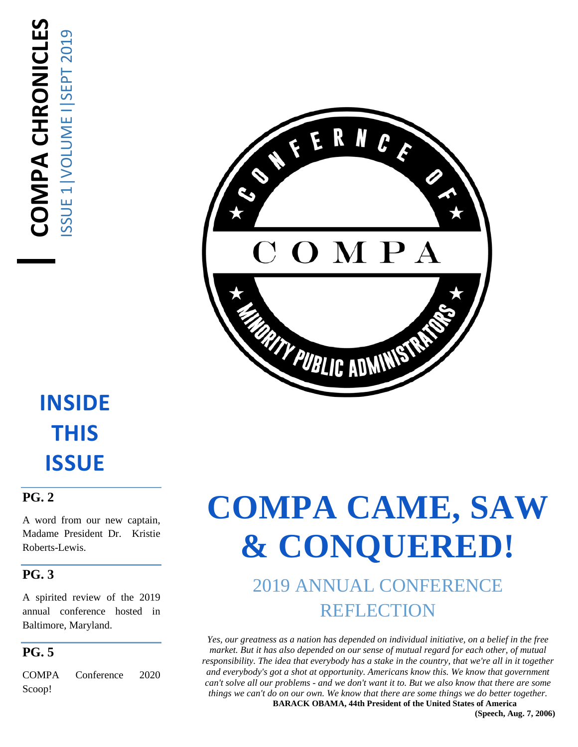**COMPA CHRONICLES**

ISSUE 1|VOLUME I|SEPT 2019

CONFERENCE OF

COMPA

MINORITY PUBLIC ADMINISTRATORS

## INSIDE THIS ISSUE

**PG. 2**

A word from our new captain, Madame President Dr. Kristie Roberts-Lewis.

**PG. 3**

A spirited review of the 2019 annual conference hosted in Baltimore, Maryland.

**PG. 5**

COMPA Conference 2020 Scoop!

# COMPA CAME, SAW & CONQUERED!

## 2019 ANNUAL CONFERENCE REFLECTION

*Yes, our greatness as a nation has depended on individual initiative, on a belief in the free market. But it has also depended on our sense of mutual regard for each other, of mutual responsibility. The idea that everybody has a stake in the country, that we're all in it together and everybody's got a shot at opportunity. Americans know this. We know that government can't solve all our problems - and we don't want it to. But we also know that there are some things we can't do on our own. We know that there are some things we do better together.*

**BARACK OBAMA, 44th President of the United States of America**

**(Speech, Aug. 7, 2006)**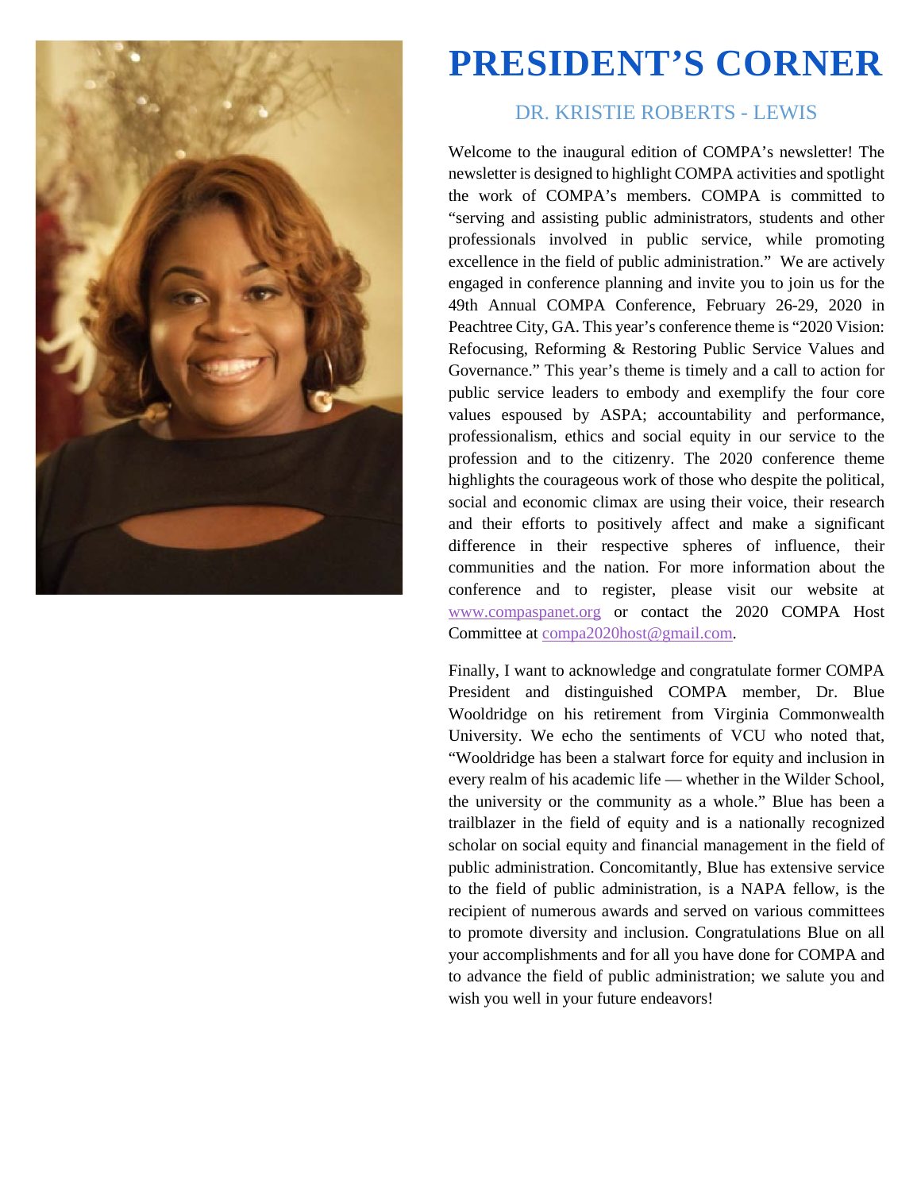# PRESIDENT'S CORNER

## DR. KRISTIE ROBERTS - LEWIS

Welcome to the inaugural edition of COMPA's newsletter! The newsletter is designed to highlight COMPA activities and spotlight the work of COMPA's members. COMPA is committed to "serving and assisting public administrators, students and other professionals involved in public service, while promoting excellence in the field of public administration." We are actively engaged in conference planning and invite you to join us for the 49th Annual COMPA Conference, February 26-29, 2020 in Peachtree City, GA. This year's conference theme is "2020 Vision: Refocusing, Reforming & Restoring Public Service Values and Governance." This year's theme is timely and a call to action for public service leaders to embody and exemplify the four core values espoused by ASPA; accountability and performance, professionalism, ethics and social equity in our service to the profession and to the citizenry. The 2020 conference theme highlights the courageous work of those who despite the political, social and economic climax are using their voice, their research and their efforts to positively affect and make a significant difference in their respective spheres of influence, their communities and the nation. For more information about the conference and to register, please visit our website at www.compaspanet.org or contact the 2020 COMPA Host Committee at compa2020host@gmail.com.

Finally, I want to acknowledge and congratulate former COMPA President and distinguished COMPA member, Dr. Blue Wooldridge on his retirement from Virginia Commonwealth University. We echo the sentiments of VCU who noted that, "Wooldridge has been a stalwart force for equity and inclusion in every realm of his academic life — whether in the Wilder School, the university or the community as a whole." Blue has been a trailblazer in the field of equity and is a nationally recognized scholar on social equity and financial management in the field of public administration. Concomitantly, Blue has extensive service to the field of public administration, is a NAPA fellow, is the recipient of numerous awards and served on various committees to promote diversity and inclusion. Congratulations Blue on all your accomplishments and for all you have done for COMPA and to advance the field of public administration; we salute you and wish you well in your future endeavors!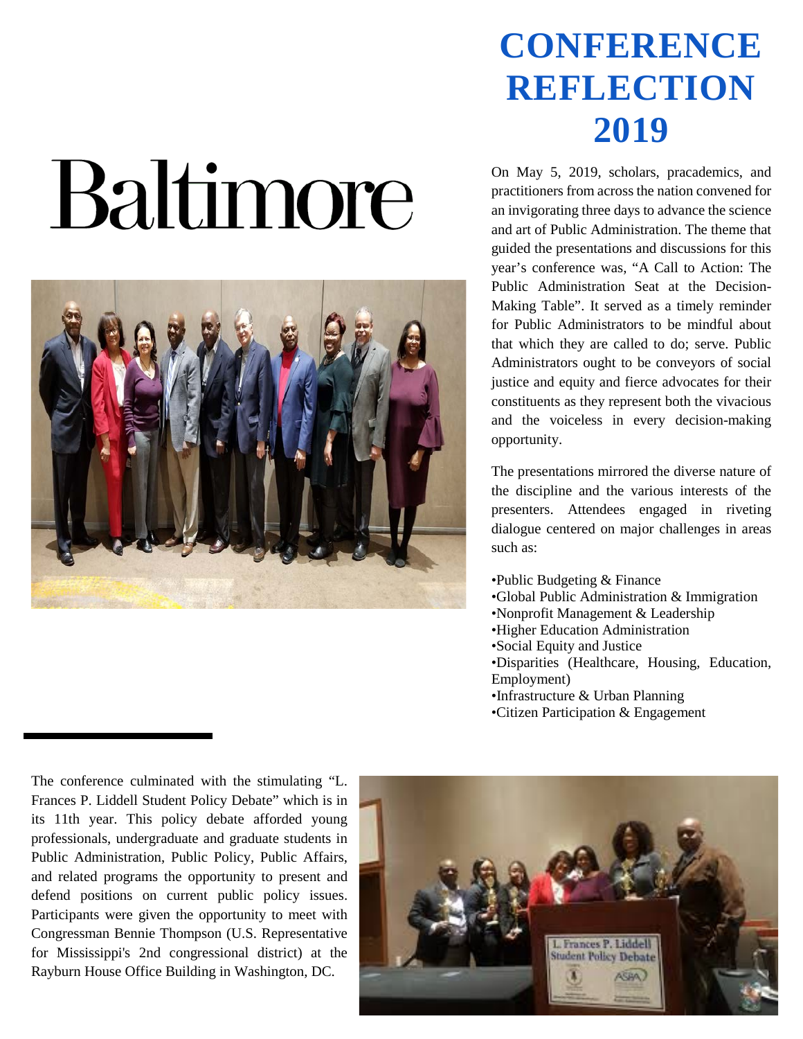# CONFERENCE REFLECTION 2019

# Baltimore

On May 5, 2019, scholars, pracademics, and practitioners from across the nation convened for an invigorating three days to advance the science and art of Public Administration. The theme that guided the presentations and discussions for this year's conference was, "A Call to Action: The Public Administration Seat at the Decision-Making Table". It served as a timely reminder for Public Administrators to be mindful about that which they are called to do; serve. Public Administrators ought to be conveyors of social justice and equity and fierce advocates for their constituents as they represent both the vivacious and the voiceless in every decision-making opportunity.

The presentations mirrored the diverse nature of the discipline and the various interests of the presenters. Attendees engaged in riveting dialogue centered on major challenges in areas such as:

- Public Budgeting & Finance
- Global Public Administration & Immigration
- Nonprofit Management & Leadership
- Higher Education Administration
- Social Equity and Justice
- Disparities (Healthcare, Housing, Education, Employment)
- Infrastructure & Urban Planning
- Citizen Participation & Engagement

The conference culminated with the stimulating "L. Frances P. Liddell Student Policy Debate" which is in its 11th year. This policy debate afforded young professionals, undergraduate and graduate students in Public Administration, Public Policy, Public Affairs, and related programs the opportunity to present and defend positions on current public policy issues. Participants were given the opportunity to meet with Congressman Bennie Thompson (U.S. Representative for Mississippi's 2nd congressional district) at the Rayburn House Office Building in Washington, DC.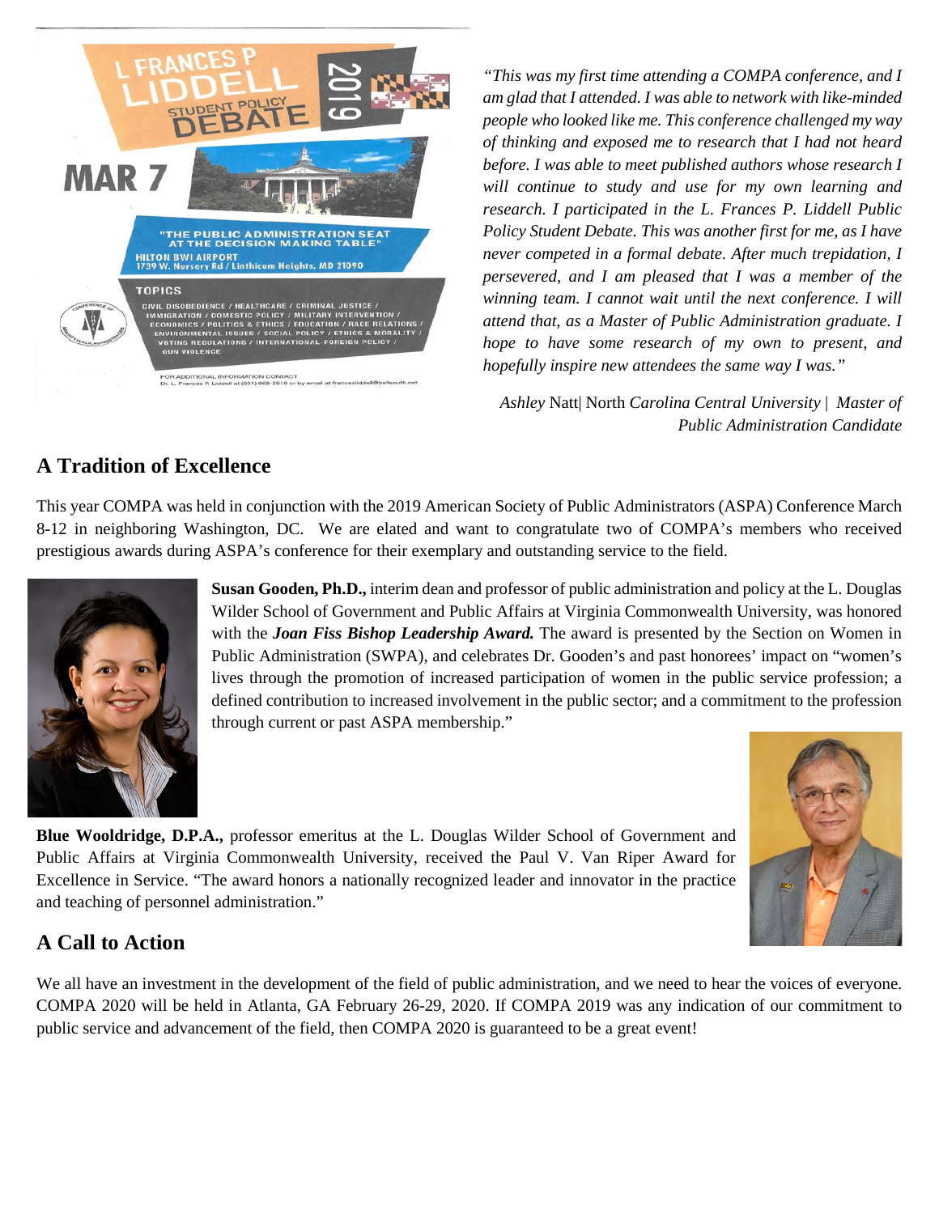*"This was my first time attending a COMPA conference, and I am glad that I attended. I was able to network with like-minded people who looked like me. This conference challenged my way of thinking and exposed me to research that I had not heard before. I was able to meet published authors whose research I will continue to study and use for my own learning and research. I participated in the L. Frances P. Liddell Public Policy Student Debate. This was another first for me, as I have never competed in a formal debate. After much trepidation, I persevered, and I am pleased that I was a member of the winning team. I cannot wait until the next conference. I will attend that, as a Master of Public Administration graduate. I hope to have some research of my own to present, and hopefully inspire new attendees the same way I was."*

*Ashley* Natt| North *Carolina Central University | Master of Public Administration Candidate*

## A Tradition of Excellence

This year COMPA was held in conjunction with the 2019 American Society of Public Administrators (ASPA) Conference March 8-12 in neighboring Washington, DC. We are elated and want to congratulate two of COMPA's members who received prestigious awards during ASPA's conference for their exemplary and outstanding service to the field.

**Susan Gooden, Ph.D.,** interim dean and professor of public administration and policy at the L. Douglas Wilder School of Government and Public Affairs at Virginia Commonwealth University, was honored with the ***Joan Fiss Bishop Leadership Award.*** The award is presented by the Section on Women in Public Administration (SWPA), and celebrates Dr. Gooden's and past honorees' impact on "women's lives through the promotion of increased participation of women in the public service profession; a defined contribution to increased involvement in the public sector; and a commitment to the profession through current or past ASPA membership."

**Blue Wooldridge, D.P.A.,** professor emeritus at the L. Douglas Wilder School of Government and Public Affairs at Virginia Commonwealth University, received the Paul V. Van Riper Award for Excellence in Service. "The award honors a nationally recognized leader and innovator in the practice and teaching of personnel administration."

## A Call to Action

We all have an investment in the development of the field of public administration, and we need to hear the voices of everyone. COMPA 2020 will be held in Atlanta, GA February 26-29, 2020. If COMPA 2019 was any indication of our commitment to public service and advancement of the field, then COMPA 2020 is guaranteed to be a great event!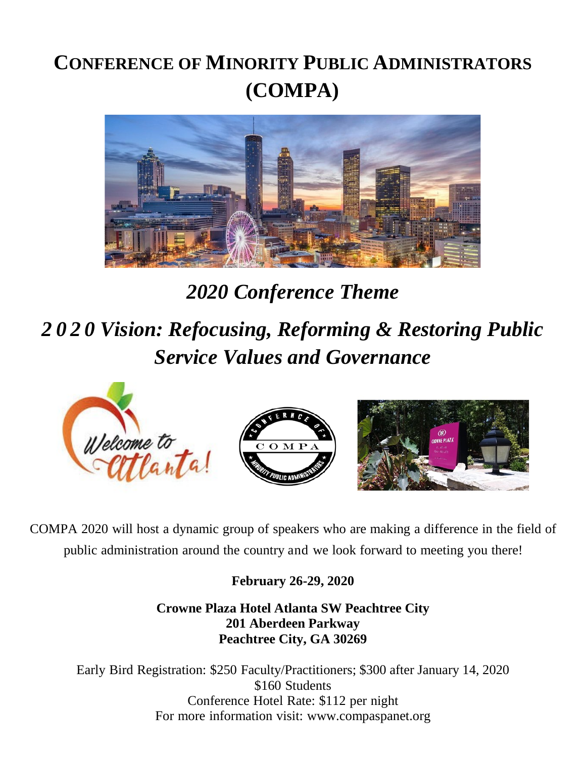# CONFERENCE OF MINORITY PUBLIC ADMINISTRATORS (COMPA)

## *2020 Conference Theme*

## *2020 Vision: Refocusing, Reforming & Restoring Public Service Values and Governance*

COMPA 2020 will host a dynamic group of speakers who are making a difference in the field of public administration around the country and we look forward to meeting you there!

**February 26-29, 2020**

**Crowne Plaza Hotel Atlanta SW Peachtree City**
**201 Aberdeen Parkway**
**Peachtree City, GA 30269**

Early Bird Registration: $250 Faculty/Practitioners; $300 after January 14, 2020
$160 Students
Conference Hotel Rate: $112 per night
For more information visit: www.compaspanet.org